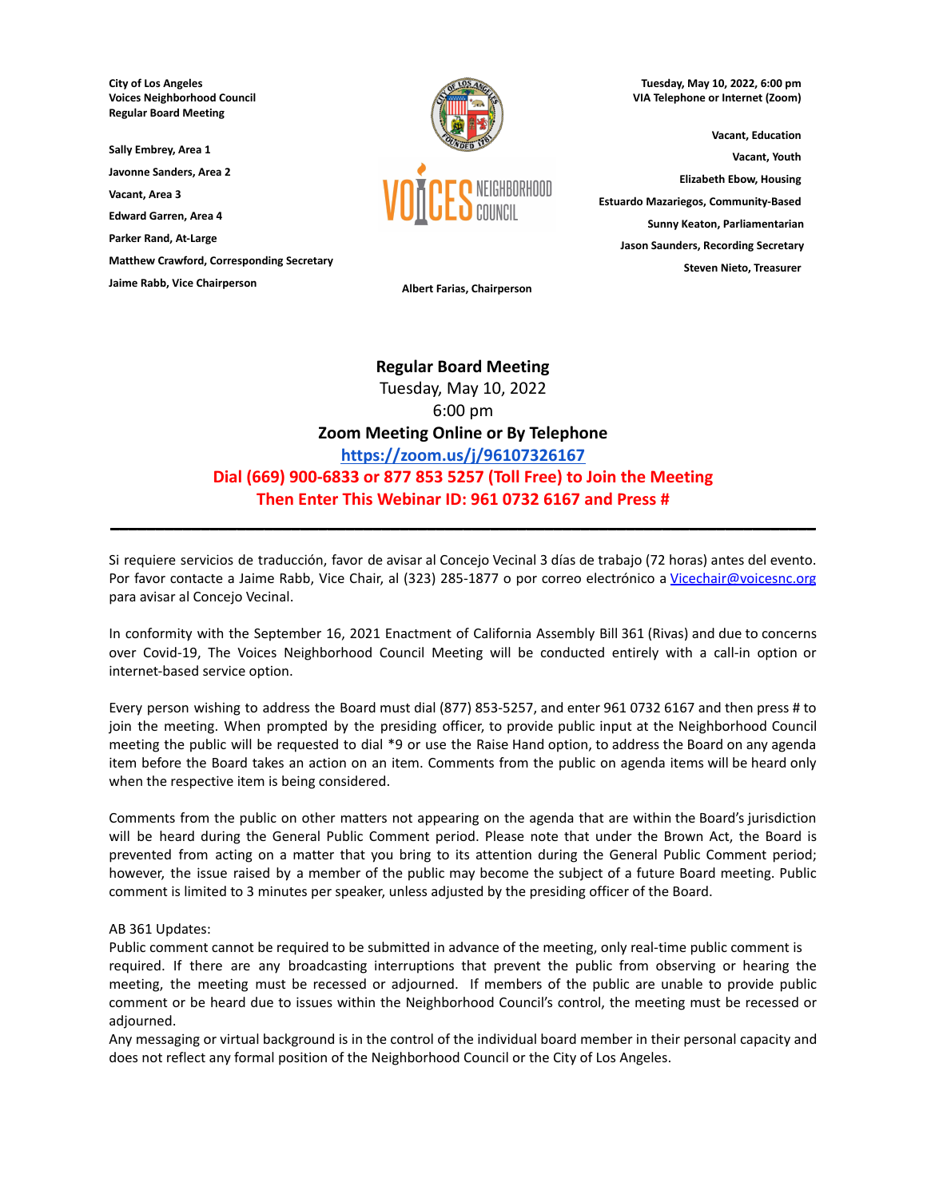**City of Los Angeles**
**Voices Neighborhood Council**
**Regular Board Meeting**

**Sally Embrey, Area 1**

**Javonne Sanders, Area 2**

**Vacant, Area 3**

**Edward Garren, Area 4**

**Parker Rand, At-Large**

**Matthew Crawford, Corresponding Secretary**

**Jaime Rabb, Vice Chairperson**

**Albert Farias, Chairperson**

**Tuesday, May 10, 2022, 6:00 pm**
**VIA Telephone or Internet (Zoom)**

**Vacant, Education**

**Vacant, Youth**

**Elizabeth Ebow, Housing**

**Estuardo Mazariegos, Community-Based**

**Sunny Keaton, Parliamentarian**

**Jason Saunders, Recording Secretary**

**Steven Nieto, Treasurer**

**Regular Board Meeting**
Tuesday, May 10, 2022
6:00 pm
**Zoom Meeting Online or By Telephone**
**[https://zoom.us/j/96107326167](https://zoom.us/j/96107326167)**
**Dial (669) 900-6833 or 877 853 5257 (Toll Free) to Join the Meeting**
**Then Enter This Webinar ID: 961 0732 6167 and Press #**

---

Si requiere servicios de traducción, favor de avisar al Concejo Vecinal 3 días de trabajo (72 horas) antes del evento. Por favor contacte a Jaime Rabb, Vice Chair, al (323) 285-1877 o por correo electrónico a [Vicechair@voicesnc.org](mailto:Vicechair@voicesnc.org) para avisar al Concejo Vecinal.

In conformity with the September 16, 2021 Enactment of California Assembly Bill 361 (Rivas) and due to concerns over Covid-19, The Voices Neighborhood Council Meeting will be conducted entirely with a call-in option or internet-based service option.

Every person wishing to address the Board must dial (877) 853-5257, and enter 961 0732 6167 and then press # to join the meeting. When prompted by the presiding officer, to provide public input at the Neighborhood Council meeting the public will be requested to dial *9 or use the Raise Hand option, to address the Board on any agenda item before the Board takes an action on an item. Comments from the public on agenda items will be heard only when the respective item is being considered.

Comments from the public on other matters not appearing on the agenda that are within the Board's jurisdiction will be heard during the General Public Comment period. Please note that under the Brown Act, the Board is prevented from acting on a matter that you bring to its attention during the General Public Comment period; however, the issue raised by a member of the public may become the subject of a future Board meeting. Public comment is limited to 3 minutes per speaker, unless adjusted by the presiding officer of the Board.

AB 361 Updates:
Public comment cannot be required to be submitted in advance of the meeting, only real-time public comment is required. If there are any broadcasting interruptions that prevent the public from observing or hearing the meeting, the meeting must be recessed or adjourned. If members of the public are unable to provide public comment or be heard due to issues within the Neighborhood Council's control, the meeting must be recessed or adjourned.
Any messaging or virtual background is in the control of the individual board member in their personal capacity and does not reflect any formal position of the Neighborhood Council or the City of Los Angeles.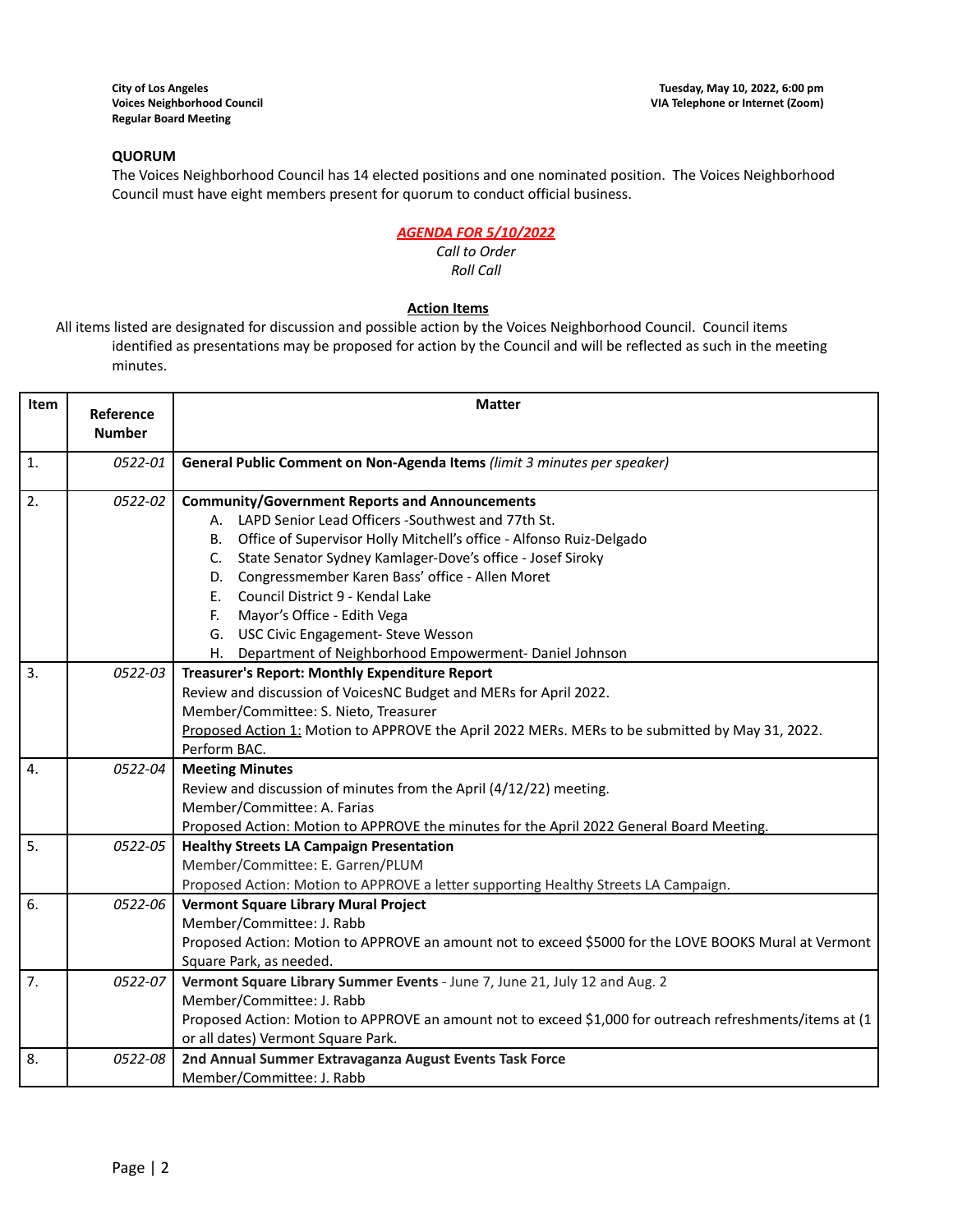**City of Los Angeles**
**Voices Neighborhood Council**
**Regular Board Meeting**

**Tuesday, May 10, 2022, 6:00 pm**
**VIA Telephone or Internet (Zoom)**

**QUORUM**

The Voices Neighborhood Council has 14 elected positions and one nominated position. The Voices Neighborhood Council must have eight members present for quorum to conduct official business.

***AGENDA FOR 5/10/2022***

*Call to Order*

*Roll Call*

**Action Items**

All items listed are designated for discussion and possible action by the Voices Neighborhood Council. Council items identified as presentations may be proposed for action by the Council and will be reflected as such in the meeting minutes.

| Item | Reference Number | Matter |
|---|---|---|
| 1. | *0522-01* | **General Public Comment on Non-Agenda Items** *(limit 3 minutes per speaker)* |
| 2. | *0522-02* | **Community/Government Reports and Announcements**<br>A. LAPD Senior Lead Officers -Southwest and 77th St.<br>B. Office of Supervisor Holly Mitchell's office - Alfonso Ruiz-Delgado<br>C. State Senator Sydney Kamlager-Dove's office - Josef Siroky<br>D. Congressmember Karen Bass' office - Allen Moret<br>E. Council District 9 - Kendal Lake<br>F. Mayor's Office - Edith Vega<br>G. USC Civic Engagement- Steve Wesson<br>H. Department of Neighborhood Empowerment- Daniel Johnson |
| 3. | *0522-03* | **Treasurer's Report: Monthly Expenditure Report**<br>Review and discussion of VoicesNC Budget and MERs for April 2022.<br>Member/Committee: S. Nieto, Treasurer<br>Proposed Action 1: Motion to APPROVE the April 2022 MERs. MERs to be submitted by May 31, 2022. Perform BAC. |
| 4. | *0522-04* | **Meeting Minutes**<br>Review and discussion of minutes from the April (4/12/22) meeting.<br>Member/Committee: A. Farias<br>Proposed Action: Motion to APPROVE the minutes for the April 2022 General Board Meeting. |
| 5. | *0522-05* | **Healthy Streets LA Campaign Presentation**<br>Member/Committee: E. Garren/PLUM<br>Proposed Action: Motion to APPROVE a letter supporting Healthy Streets LA Campaign. |
| 6. | *0522-06* | **Vermont Square Library Mural Project**<br>Member/Committee: J. Rabb<br>Proposed Action: Motion to APPROVE an amount not to exceed $5000 for the LOVE BOOKS Mural at Vermont Square Park, as needed. |
| 7. | *0522-07* | **Vermont Square Library Summer Events** - June 7, June 21, July 12 and Aug. 2<br>Member/Committee: J. Rabb<br>Proposed Action: Motion to APPROVE an amount not to exceed $1,000 for outreach refreshments/items at (1 or all dates) Vermont Square Park. |
| 8. | *0522-08* | **2nd Annual Summer Extravaganza August Events Task Force**<br>Member/Committee: J. Rabb |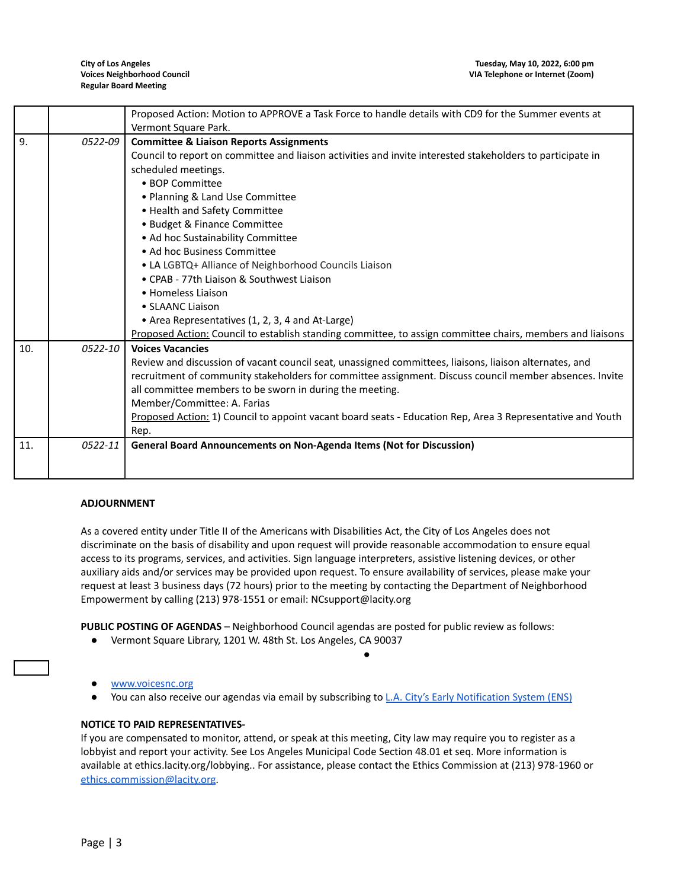| | | |
|---|---|---|
| | | Proposed Action: Motion to APPROVE a Task Force to handle details with CD9 for the Summer events at Vermont Square Park. |
| 9. | *0522-09* | **Committee & Liaison Reports Assignments**<br>Council to report on committee and liaison activities and invite interested stakeholders to participate in scheduled meetings.<br>• BOP Committee<br>• Planning & Land Use Committee<br>• Health and Safety Committee<br>• Budget & Finance Committee<br>• Ad hoc Sustainability Committee<br>• Ad hoc Business Committee<br>• LA LGBTQ+ Alliance of Neighborhood Councils Liaison<br>• CPAB - 77th Liaison & Southwest Liaison<br>• Homeless Liaison<br>• SLAANC Liaison<br>• Area Representatives (1, 2, 3, 4 and At-Large)<br>Proposed Action: Council to establish standing committee, to assign committee chairs, members and liaisons |
| 10. | *0522-10* | **Voices Vacancies**<br>Review and discussion of vacant council seat, unassigned committees, liaisons, liaison alternates, and recruitment of community stakeholders for committee assignment. Discuss council member absences. Invite all committee members to be sworn in during the meeting.<br>Member/Committee: A. Farias<br>Proposed Action: 1) Council to appoint vacant board seats - Education Rep, Area 3 Representative and Youth Rep. |
| 11. | *0522-11* | **General Board Announcements on Non-Agenda Items (Not for Discussion)** |

**ADJOURNMENT**

As a covered entity under Title II of the Americans with Disabilities Act, the City of Los Angeles does not discriminate on the basis of disability and upon request will provide reasonable accommodation to ensure equal access to its programs, services, and activities. Sign language interpreters, assistive listening devices, or other auxiliary aids and/or services may be provided upon request. To ensure availability of services, please make your request at least 3 business days (72 hours) prior to the meeting by contacting the Department of Neighborhood Empowerment by calling (213) 978-1551 or email: NCsupport@lacity.org

**PUBLIC POSTING OF AGENDAS** – Neighborhood Council agendas are posted for public review as follows:

- Vermont Square Library, 1201 W. 48th St. Los Angeles, CA 90037
- www.voicesnc.org
- You can also receive our agendas via email by subscribing to L.A. City's Early Notification System (ENS)

**NOTICE TO PAID REPRESENTATIVES-**
If you are compensated to monitor, attend, or speak at this meeting, City law may require you to register as a lobbyist and report your activity. See Los Angeles Municipal Code Section 48.01 et seq. More information is available at ethics.lacity.org/lobbying.. For assistance, please contact the Ethics Commission at (213) 978-1960 or ethics.commission@lacity.org.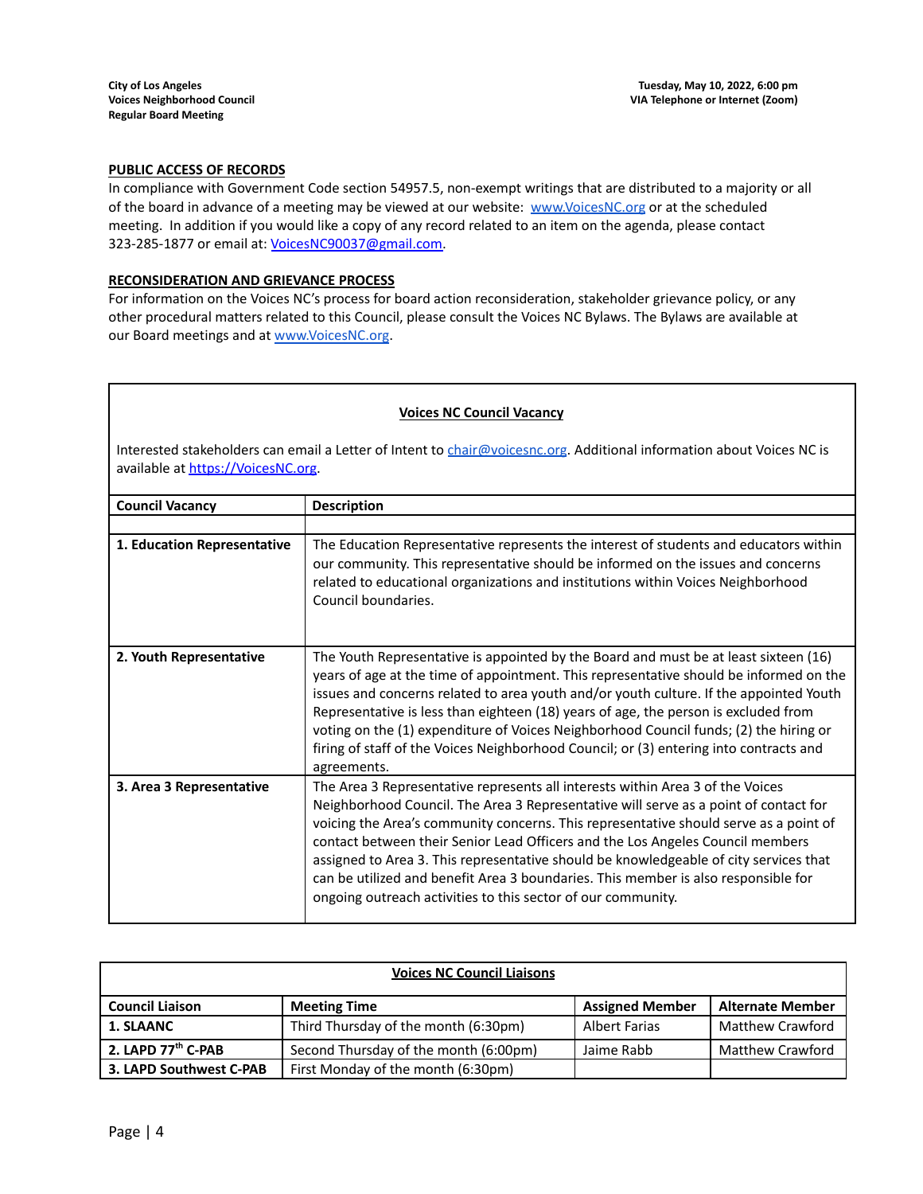**PUBLIC ACCESS OF RECORDS**

In compliance with Government Code section 54957.5, non-exempt writings that are distributed to a majority or all of the board in advance of a meeting may be viewed at our website: www.VoicesNC.org or at the scheduled meeting. In addition if you would like a copy of any record related to an item on the agenda, please contact 323-285-1877 or email at: VoicesNC90037@gmail.com.

**RECONSIDERATION AND GRIEVANCE PROCESS**

For information on the Voices NC's process for board action reconsideration, stakeholder grievance policy, or any other procedural matters related to this Council, please consult the Voices NC Bylaws. The Bylaws are available at our Board meetings and at www.VoicesNC.org.

**Voices NC Council Vacancy**

Interested stakeholders can email a Letter of Intent to chair@voicesnc.org. Additional information about Voices NC is available at https://VoicesNC.org.

| Council Vacancy | Description |
|---|---|
| | |
| **1. Education Representative** | The Education Representative represents the interest of students and educators within our community. This representative should be informed on the issues and concerns related to educational organizations and institutions within Voices Neighborhood Council boundaries. |
| **2. Youth Representative** | The Youth Representative is appointed by the Board and must be at least sixteen (16) years of age at the time of appointment. This representative should be informed on the issues and concerns related to area youth and/or youth culture. If the appointed Youth Representative is less than eighteen (18) years of age, the person is excluded from voting on the (1) expenditure of Voices Neighborhood Council funds; (2) the hiring or firing of staff of the Voices Neighborhood Council; or (3) entering into contracts and agreements. |
| **3. Area 3 Representative** | The Area 3 Representative represents all interests within Area 3 of the Voices Neighborhood Council. The Area 3 Representative will serve as a point of contact for voicing the Area's community concerns. This representative should serve as a point of contact between their Senior Lead Officers and the Los Angeles Council members assigned to Area 3. This representative should be knowledgeable of city services that can be utilized and benefit Area 3 boundaries. This member is also responsible for ongoing outreach activities to this sector of our community. |

**Voices NC Council Liaisons**

| Council Liaison | Meeting Time | Assigned Member | Alternate Member |
|---|---|---|---|
| **1. SLAANC** | Third Thursday of the month (6:30pm) | Albert Farias | Matthew Crawford |
| **2. LAPD 77th C-PAB** | Second Thursday of the month (6:00pm) | Jaime Rabb | Matthew Crawford |
| **3. LAPD Southwest C-PAB** | First Monday of the month (6:30pm) | | |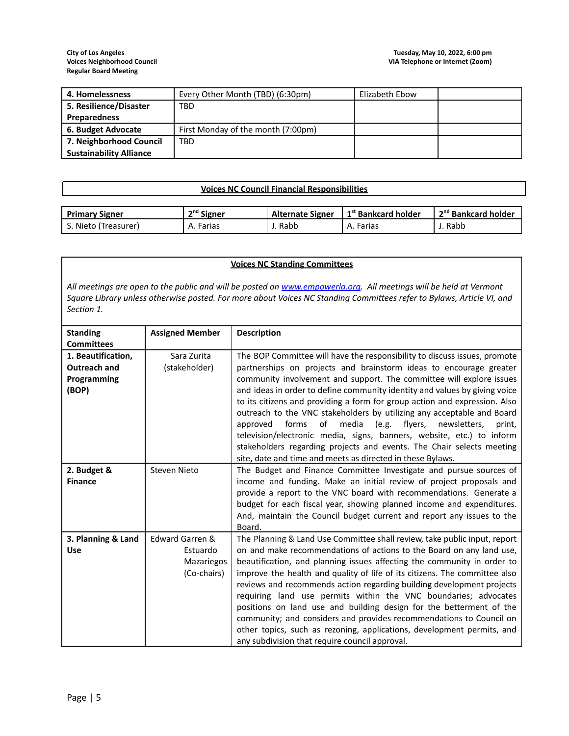| | | | |
|---|---|---|---|
| **4. Homelessness** | Every Other Month (TBD) (6:30pm) | Elizabeth Ebow | |
| **5. Resilience/Disaster Preparedness** | TBD | | |
| **6. Budget Advocate** | First Monday of the month (7:00pm) | | |
| **7. Neighborhood Council Sustainability Alliance** | TBD | | |

**Voices NC Council Financial Responsibilities**

| **Primary Signer** | **2nd Signer** | **Alternate Signer** | **1st Bankcard holder** | **2nd Bankcard holder** |
|---|---|---|---|---|
| S. Nieto (Treasurer) | A. Farias | J. Rabb | A. Farias | J. Rabb |

**Voices NC Standing Committees**

*All meetings are open to the public and will be posted on [www.empowerla.org](http://www.empowerla.org). All meetings will be held at Vermont Square Library unless otherwise posted. For more about Voices NC Standing Committees refer to Bylaws, Article VI, and Section 1.*

| **Standing Committees** | **Assigned Member** | **Description** |
|---|---|---|
| **1. Beautification, Outreach and Programming (BOP)** | Sara Zurita (stakeholder) | The BOP Committee will have the responsibility to discuss issues, promote partnerships on projects and brainstorm ideas to encourage greater community involvement and support. The committee will explore issues and ideas in order to define community identity and values by giving voice to its citizens and providing a form for group action and expression. Also outreach to the VNC stakeholders by utilizing any acceptable and Board approved forms of media (e.g. flyers, newsletters, print, television/electronic media, signs, banners, website, etc.) to inform stakeholders regarding projects and events. The Chair selects meeting site, date and time and meets as directed in these Bylaws. |
| **2. Budget & Finance** | Steven Nieto | The Budget and Finance Committee Investigate and pursue sources of income and funding. Make an initial review of project proposals and provide a report to the VNC board with recommendations. Generate a budget for each fiscal year, showing planned income and expenditures. And, maintain the Council budget current and report any issues to the Board. |
| **3. Planning & Land Use** | Edward Garren & Estuardo Mazariegos (Co-chairs) | The Planning & Land Use Committee shall review, take public input, report on and make recommendations of actions to the Board on any land use, beautification, and planning issues affecting the community in order to improve the health and quality of life of its citizens. The committee also reviews and recommends action regarding building development projects requiring land use permits within the VNC boundaries; advocates positions on land use and building design for the betterment of the community; and considers and provides recommendations to Council on other topics, such as rezoning, applications, development permits, and any subdivision that require council approval. |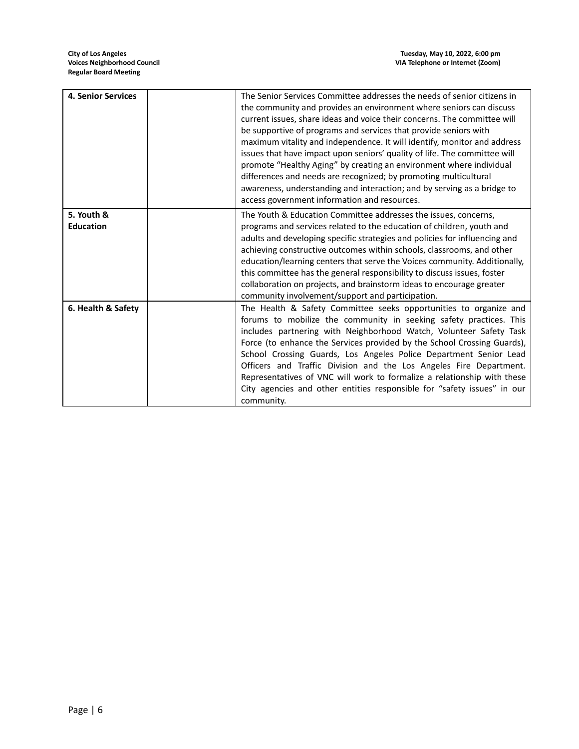| | | |
|---|---|---|
| **4. Senior Services** | | The Senior Services Committee addresses the needs of senior citizens in the community and provides an environment where seniors can discuss current issues, share ideas and voice their concerns. The committee will be supportive of programs and services that provide seniors with maximum vitality and independence. It will identify, monitor and address issues that have impact upon seniors' quality of life. The committee will promote "Healthy Aging" by creating an environment where individual differences and needs are recognized; by promoting multicultural awareness, understanding and interaction; and by serving as a bridge to access government information and resources. |
| **5. Youth & Education** | | The Youth & Education Committee addresses the issues, concerns, programs and services related to the education of children, youth and adults and developing specific strategies and policies for influencing and achieving constructive outcomes within schools, classrooms, and other education/learning centers that serve the Voices community. Additionally, this committee has the general responsibility to discuss issues, foster collaboration on projects, and brainstorm ideas to encourage greater community involvement/support and participation. |
| **6. Health & Safety** | | The Health & Safety Committee seeks opportunities to organize and forums to mobilize the community in seeking safety practices. This includes partnering with Neighborhood Watch, Volunteer Safety Task Force (to enhance the Services provided by the School Crossing Guards), School Crossing Guards, Los Angeles Police Department Senior Lead Officers and Traffic Division and the Los Angeles Fire Department. Representatives of VNC will work to formalize a relationship with these City agencies and other entities responsible for "safety issues" in our community. |